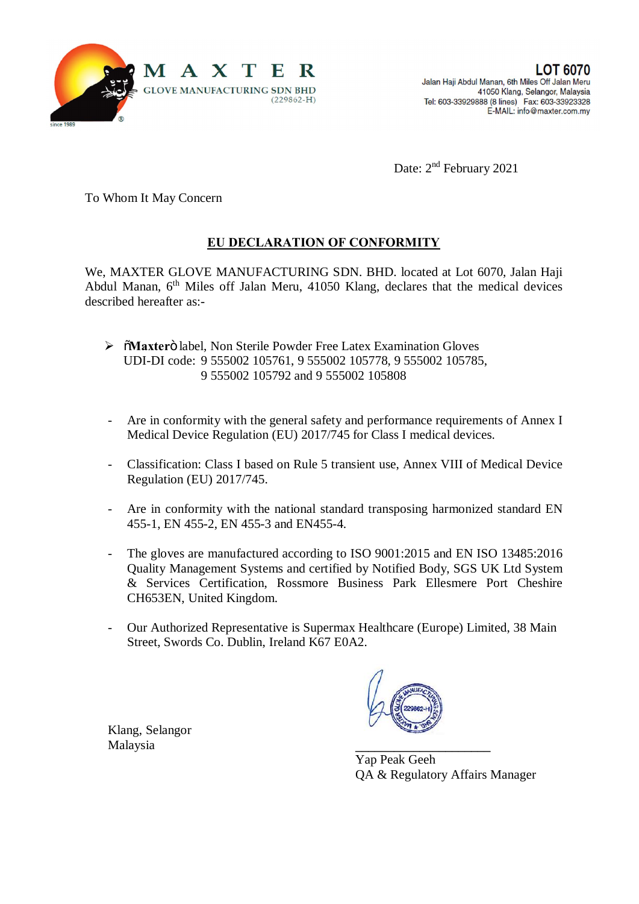**MAXTER**
GLOVE MANUFACTURING SDN BHD
(229862-H)

since 1989

**LOT 6070**
Jalan Haji Abdul Manan, 6th Miles Off Jalan Meru
41050 Klang, Selangor, Malaysia
Tel: 603-33929888 (8 lines) Fax: 603-33923328
E-MAIL: info@maxter.com.my

Date: 2nd February 2021

To Whom It May Concern

## EU DECLARATION OF CONFORMITY

We, MAXTER GLOVE MANUFACTURING SDN. BHD. located at Lot 6070, Jalan Haji Abdul Manan, 6th Miles off Jalan Meru, 41050 Klang, declares that the medical devices described hereafter as:-

- "**Maxter**" label, Non Sterile Powder Free Latex Examination Gloves
  UDI-DI code: 9 555002 105761, 9 555002 105778, 9 555002 105785, 9 555002 105792 and 9 555002 105808

- Are in conformity with the general safety and performance requirements of Annex I Medical Device Regulation (EU) 2017/745 for Class I medical devices.
- Classification: Class I based on Rule 5 transient use, Annex VIII of Medical Device Regulation (EU) 2017/745.
- Are in conformity with the national standard transposing harmonized standard EN 455-1, EN 455-2, EN 455-3 and EN455-4.
- The gloves are manufactured according to ISO 9001:2015 and EN ISO 13485:2016 Quality Management Systems and certified by Notified Body, SGS UK Ltd System & Services Certification, Rossmore Business Park Ellesmere Port Cheshire CH653EN, United Kingdom.
- Our Authorized Representative is Supermax Healthcare (Europe) Limited, 38 Main Street, Swords Co. Dublin, Ireland K67 E0A2.

Klang, Selangor
Malaysia

Yap Peak Geeh
QA & Regulatory Affairs Manager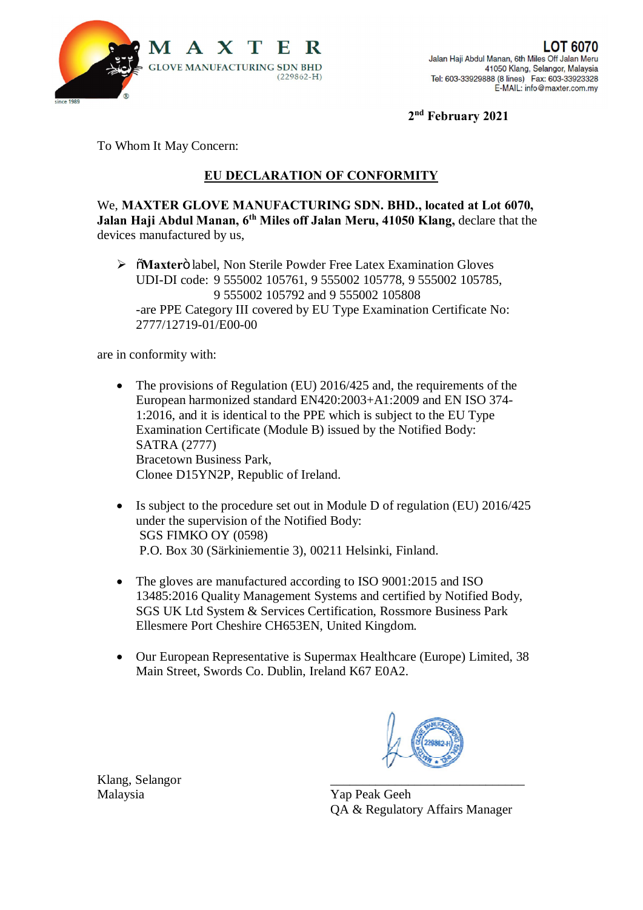MAXTER GLOVE MANUFACTURING SDN BHD (229862-H)

**LOT 6070**
Jalan Haji Abdul Manan, 6th Miles Off Jalan Meru
41050 Klang, Selangor, Malaysia
Tel: 603-33929888 (8 lines) Fax: 603-33923328
E-MAIL: info@maxter.com.my

**2nd February 2021**

To Whom It May Concern:

## EU DECLARATION OF CONFORMITY

We, **MAXTER GLOVE MANUFACTURING SDN. BHD., located at Lot 6070, Jalan Haji Abdul Manan, 6th Miles off Jalan Meru, 41050 Klang,** declare that the devices manufactured by us,

- "**Maxter**" label, Non Sterile Powder Free Latex Examination Gloves
  UDI-DI code: 9 555002 105761, 9 555002 105778, 9 555002 105785, 9 555002 105792 and 9 555002 105808
  -are PPE Category III covered by EU Type Examination Certificate No: 2777/12719-01/E00-00

are in conformity with:

- The provisions of Regulation (EU) 2016/425 and, the requirements of the European harmonized standard EN420:2003+A1:2009 and EN ISO 374-1:2016, and it is identical to the PPE which is subject to the EU Type Examination Certificate (Module B) issued by the Notified Body:
  SATRA (2777)
  Bracetown Business Park,
  Clonee D15YN2P, Republic of Ireland.

- Is subject to the procedure set out in Module D of regulation (EU) 2016/425 under the supervision of the Notified Body:
  SGS FIMKO OY (0598)
  P.O. Box 30 (Särkiniementie 3), 00211 Helsinki, Finland.

- The gloves are manufactured according to ISO 9001:2015 and ISO 13485:2016 Quality Management Systems and certified by Notified Body, SGS UK Ltd System & Services Certification, Rossmore Business Park Ellesmere Port Cheshire CH653EN, United Kingdom.

- Our European Representative is Supermax Healthcare (Europe) Limited, 38 Main Street, Swords Co. Dublin, Ireland K67 E0A2.

Klang, Selangor
Malaysia

Yap Peak Geeh
QA & Regulatory Affairs Manager